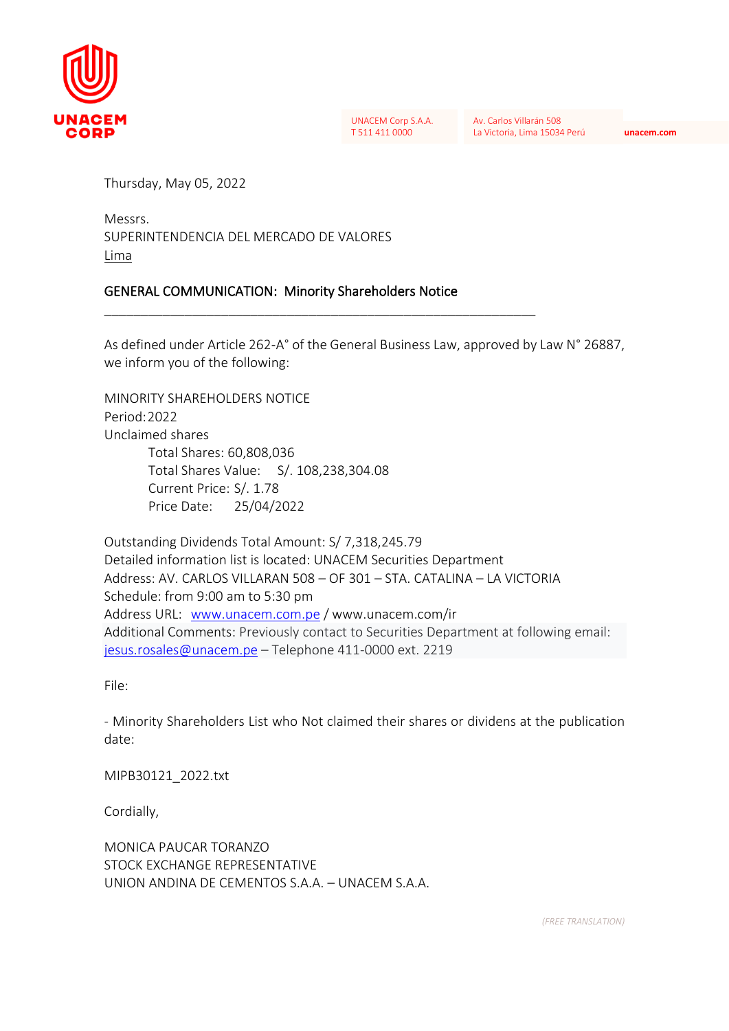UNACEM CORP

UNACEM Corp S.A.A.
T 511 411 0000

Av. Carlos Villarán 508
La Victoria, Lima 15034 Perú

unacem.com

Thursday, May 05, 2022

Messrs.
SUPERINTENDENCIA DEL MERCADO DE VALORES
Lima

## GENERAL COMMUNICATION: Minority Shareholders Notice

As defined under Article 262-A° of the General Business Law, approved by Law N° 26887, we inform you of the following:

MINORITY SHAREHOLDERS NOTICE
Period: 2022
Unclaimed shares

- Total Shares: 60,808,036
- Total Shares Value: S/. 108,238,304.08
- Current Price: S/. 1.78
- Price Date: 25/04/2022

Outstanding Dividends Total Amount: S/ 7,318,245.79
Detailed information list is located: UNACEM Securities Department
Address: AV. CARLOS VILLARAN 508 – OF 301 – STA. CATALINA – LA VICTORIA
Schedule: from 9:00 am to 5:30 pm
Address URL: www.unacem.com.pe / www.unacem.com/ir
Additional Comments: Previously contact to Securities Department at following email: jesus.rosales@unacem.pe – Telephone 411-0000 ext. 2219

File:

- Minority Shareholders List who Not claimed their shares or dividens at the publication date:

MIPB30121_2022.txt

Cordially,

MONICA PAUCAR TORANZO
STOCK EXCHANGE REPRESENTATIVE
UNION ANDINA DE CEMENTOS S.A.A. – UNACEM S.A.A.

*(FREE TRANSLATION)*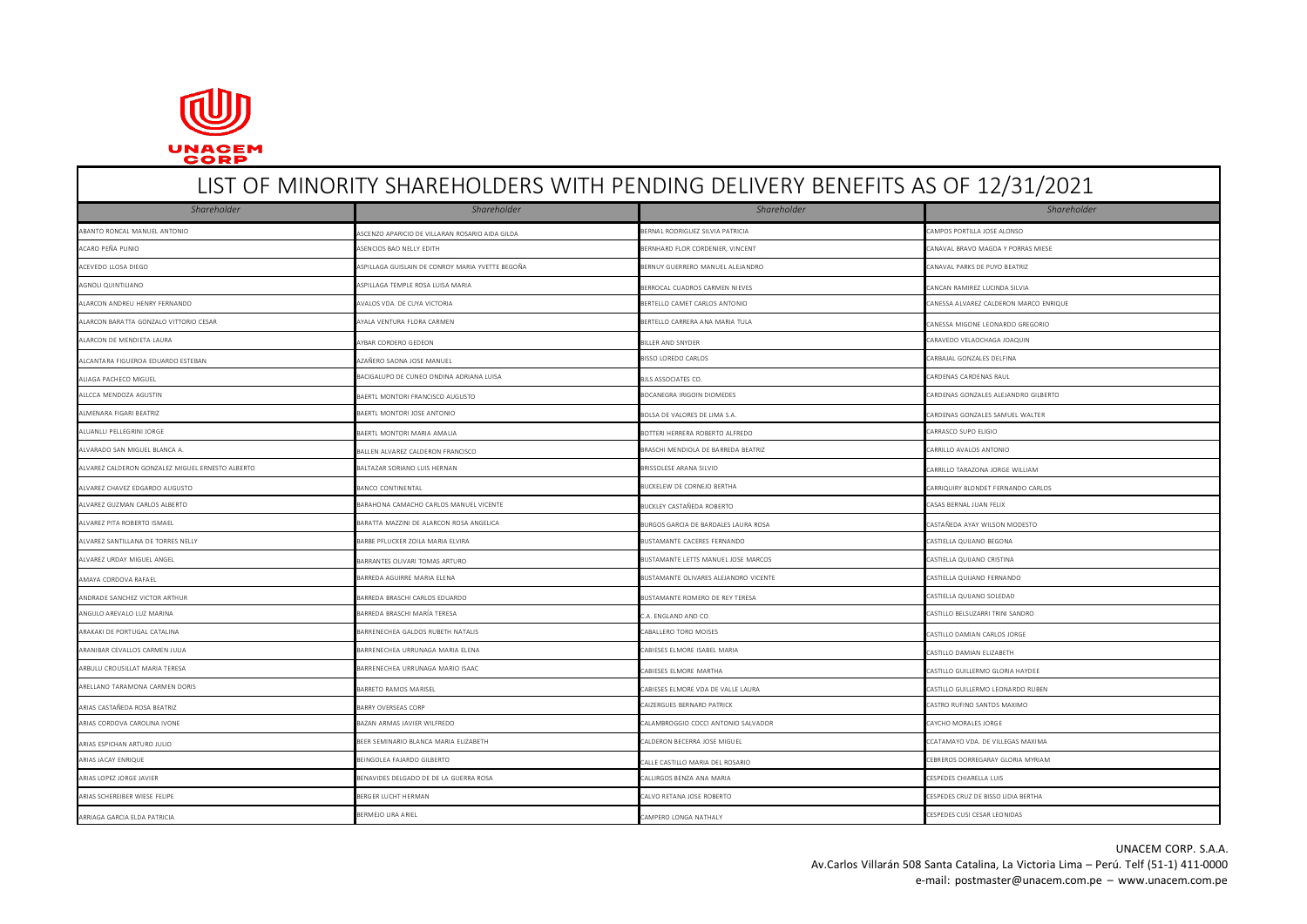# LIST OF MINORITY SHAREHOLDERS WITH PENDING DELIVERY BENEFITS AS OF 12/31/2021

| *Shareholder* | *Shareholder* | *Shareholder* | *Shareholder* |
|---|---|---|---|
| ABANTO RONCAL MANUEL ANTONIO | ASCENZO APARICIO DE VILLARAN ROSARIO AIDA GILDA | BERNAL RODRIGUEZ SILVIA PATRICIA | CAMPOS PORTILLA JOSE ALONSO |
| ACARO PEÑA PLINIO | ASENCIOS BAO NELLY EDITH | BERNHARD FLOR CORDENIER, VINCENT | CANAVAL BRAVO MAGDA Y PORRAS MIESE |
| ACEVEDO LLOSA DIEGO | ASPILLAGA GUISLAIN DE CONROY MARIA YVETTE BEGOÑA | BERNUY GUERRERO MANUEL ALEJANDRO | CANAVAL PARKS DE PUYO BEATRIZ |
| AGNOLI QUINTILIANO | ASPILLAGA TEMPLE ROSA LUISA MARIA | BERROCAL CUADROS CARMEN NIEVES | CANCAN RAMIREZ LUCINDA SILVIA |
| ALARCON ANDREU HENRY FERNANDO | AVALOS VDA. DE CUYA VICTORIA | BERTELLO CAMET CARLOS ANTONIO | CANESSA ALVAREZ CALDERON MARCO ENRIQUE |
| ALARCON BARATTA GONZALO VITTORIO CESAR | AYALA VENTURA FLORA CARMEN | BERTELLO CARRERA ANA MARIA TULA | CANESSA MIGONE LEONARDO GREGORIO |
| ALARCON DE MENDIETA LAURA | AYBAR CORDERO GEDEON | BILLER AND SNYDER | CARAVEDO VELAOCHAGA JOAQUIN |
| ALCANTARA FIGUEROA EDUARDO ESTEBAN | AZAÑERO SAONA JOSE MANUEL | BISSO LOREDO CARLOS | CARBAJAL GONZALES DELFINA |
| ALIAGA PACHECO MIGUEL | BACIGALUPO DE CUNEO ONDINA ADRIANA LUISA | BJLS ASSOCIATES CO. | CARDENAS CARDENAS RAUL |
| ALLCCA MENDOZA AGUSTIN | BAERTL MONTORI FRANCISCO AUGUSTO | BOCANEGRA IRIGOIN DIOMEDES | CARDENAS GONZALES ALEJANDRO GILBERTO |
| ALMENARA FIGARI BEATRIZ | BAERTL MONTORI JOSE ANTONIO | BOLSA DE VALORES DE LIMA S.A. | CARDENAS GONZALES SAMUEL WALTER |
| ALUANLLI PELLEGRINI JORGE | BAERTL MONTORI MARIA AMALIA | BOTTERI HERRERA ROBERTO ALFREDO | CARRASCO SUPO ELIGIO |
| ALVARADO SAN MIGUEL BLANCA A. | BALLEN ALVAREZ CALDERON FRANCISCO | BRASCHI MENDIOLA DE BARREDA BEATRIZ | CARRILLO AVALOS ANTONIO |
| ALVAREZ CALDERON GONZALEZ MIGUEL ERNESTO ALBERTO | BALTAZAR SORIANO LUIS HERNAN | BRISSOLESE ARANA SILVIO | CARRILLO TARAZONA JORGE WILLIAM |
| ALVAREZ CHAVEZ EDGARDO AUGUSTO | BANCO CONTINENTAL | BUCKELEW DE CORNEJO BERTHA | CARRIQUIRY BLONDET FERNANDO CARLOS |
| ALVAREZ GUZMAN CARLOS ALBERTO | BARAHONA CAMACHO CARLOS MANUEL VICENTE | BUCKLEY CASTAÑEDA ROBERTO | CASAS BERNAL JUAN FELIX |
| ALVAREZ PITA ROBERTO ISMAEL | BARATTA MAZZINI DE ALARCON ROSA ANGELICA | BURGOS GARCIA DE BARDALES LAURA ROSA | CASTAÑEDA AYAY WILSON MODESTO |
| ALVAREZ SANTILLANA DE TORRES NELLY | BARBE PFLUCKER ZOILA MARIA ELVIRA | BUSTAMANTE CACERES FERNANDO | CASTIELLA QUIJANO BEGONA |
| ALVAREZ URDAY MIGUEL ANGEL | BARRANTES OLIVARI TOMAS ARTURO | BUSTAMANTE LETTS MANUEL JOSE MARCOS | CASTIELLA QUIJANO CRISTINA |
| AMAYA CORDOVA RAFAEL | BARREDA AGUIRRE MARIA ELENA | BUSTAMANTE OLIVARES ALEJANDRO VICENTE | CASTIELLA QUIJANO FERNANDO |
| ANDRADE SANCHEZ VICTOR ARTHUR | BARREDA BRASCHI CARLOS EDUARDO | BUSTAMANTE ROMERO DE REY TERESA | CASTIELLA QUIJANO SOLEDAD |
| ANGULO AREVALO LUZ MARINA | BARREDA BRASCHI MARÍA TERESA | C.A. ENGLAND AND CO. | CASTILLO BELSUZARRI TRINI SANDRO |
| ARAKAKI DE PORTUGAL CATALINA | BARRENECHEA GALDOS RUBETH NATALIS | CABALLERO TORO MOISES | CASTILLO DAMIAN CARLOS JORGE |
| ARANIBAR CEVALLOS CARMEN JULIA | BARRENECHEA URRUNAGA MARIA ELENA | CABIESES ELMORE ISABEL MARIA | CASTILLO DAMIAN ELIZABETH |
| ARBULU CROUSILLAT MARIA TERESA | BARRENECHEA URRUNAGA MARIO ISAAC | CABIESES ELMORE MARTHA | CASTILLO GUILLERMO GLORIA HAYDEE |
| ARELLANO TARAMONA CARMEN DORIS | BARRETO RAMOS MARISEL | CABIESES ELMORE VDA DE VALLE LAURA | CASTILLO GUILLERMO LEONARDO RUBEN |
| ARIAS CASTAÑEDA ROSA BEATRIZ | BARRY OVERSEAS CORP | CAIZERGUES BERNARD PATRICK | CASTRO RUFINO SANTOS MAXIMO |
| ARIAS CORDOVA CAROLINA IVONE | BAZAN ARMAS JAVIER WILFREDO | CALAMBROGGIO COCCI ANTONIO SALVADOR | CAYCHO MORALES JORGE |
| ARIAS ESPICHAN ARTURO JULIO | BEER SEMINARIO BLANCA MARIA ELIZABETH | CALDERON BECERRA JOSE MIGUEL | CCATAMAYO VDA. DE VILLEGAS MAXIMA |
| ARIAS JACAY ENRIQUE | BEINGOLEA FAJARDO GILBERTO | CALLE CASTILLO MARIA DEL ROSARIO | CEBREROS DORREGARAY GLORIA MYRIAM |
| ARIAS LOPEZ JORGE JAVIER | BENAVIDES DELGADO DE DE LA GUERRA ROSA | CALLIRGOS BENZA ANA MARIA | CESPEDES CHIARELLA LUIS |
| ARIAS SCHEREIBER WIESE FELIPE | BERGER LUCHT HERMAN | CALVO RETANA JOSE ROBERTO | CESPEDES CRUZ DE BISSO LIDIA BERTHA |
| ARRIAGA GARCIA ELDA PATRICIA | BERMEJO LIRA ARIEL | CAMPERO LONGA NATHALY | CESPEDES CUSI CESAR LEONIDAS |

UNACEM CORP. S.A.A.
Av.Carlos Villarán 508 Santa Catalina, La Victoria Lima – Perú. Telf (51-1) 411-0000
e-mail: postmaster@unacem.com.pe – www.unacem.com.pe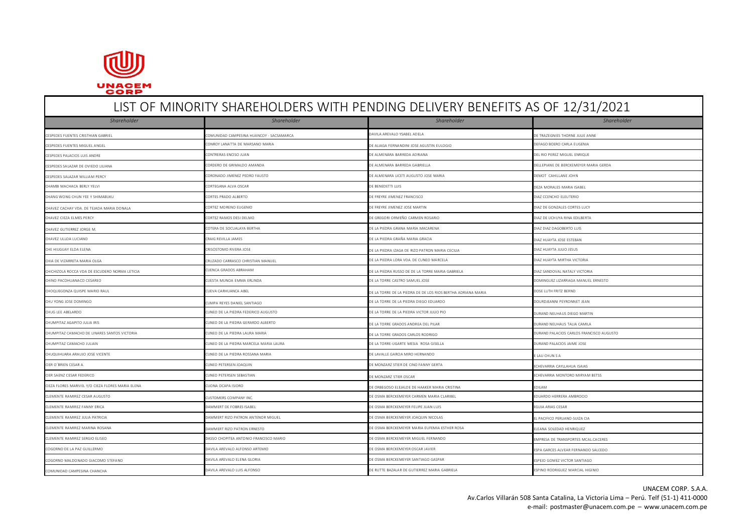UNACEM CORP

# LIST OF MINORITY SHAREHOLDERS WITH PENDING DELIVERY BENEFITS AS OF 12/31/2021

| Shareholder | Shareholder | Shareholder | Shareholder |
|---|---|---|---|
| CESPEDES FUENTES CRISTHIAN GABRIEL | COMUNIDAD CAMPESINA HUANCOY - SACSAMARCA | DAVILA AREVALO YSABEL ADELA | DE TRAZEGNIES THORNE JULIE ANNE |
| CESPEDES FUENTES MIGUEL ANGEL | CONROY LANATTA DE MARSANO MARIA | DE ALIAGA FERNANDINI JOSE AGUSTIN EULOGIO | DEFAGO BOERO CARLA EUGENIA |
| CESPEDES PALACIOS LUIS ANDRE | CONTRERAS ENCISO JUAN | DE ALMENARA BARREDA ADRIANA | DEL RIO PEREZ MIGUEL ENRIQUE |
| CESPEDES SALAZAR DE OVIEDO LILIANA | CORDERO DE GRIMALDO AMANDA | DE ALMENARA BARREDA GABRIELLA | DELLEPIANE DE BERCKEMEYER MARIA GERDA |
| CESPEDES SALAZAR WILLIAM PERCY | CORONADO JIMENEZ PEDRO FAUSTO | DE ALMENARA LICETI AUGUSTO JOSE MARIA | DEMOT CAHILLANE JOHN |
| CHAMBI MACHACA BERLY YELVI | CORTEGANA ALVA OSCAR | DE BENEDETTI LUIS | DEZA MORALES MARIA ISABEL |
| CHANG WONG CHUN YEE Y SHIMABUKU | CORTES PRADO ALBERTO | DE FREYRE JIMENEZ FRANCISCO | DIAZ CCENCHO ELEUTERIO |
| CHAVEZ CACHAY VDA. DE TEJADA MARIA DONALA | CORTEZ MORENO EUGENIO | DE FREYRE JIMENEZ JOSE MARTIN | DIAZ DE GONZALES CORTES LUCY |
| CHAVEZ CIEZA ELMES PERCY | CORTEZ RAMOS DESI DELMO | DE GREGORI ORMEÑO CARMEN ROSARIO | DIAZ DE UCHUYA RINA EDILBERTA |
| CHAVEZ GUTIERREZ JORGE M. | COTERA DE SOCUALAYA BERTHA | DE LA PIEDRA GRANA MARIA MACARENA | DIAZ DIAZ DAGOBERTO LUIS |
| CHAVEZ ULLOA LUCIANO | CRAIG REVILLA JAMES | DE LA PIEDRA GRAÑA MARIA GRACIA | DIAZ HUAYTA JOSE ESTEBAN |
| CHE HIUGUAY ELDA ELENA | CRISOSTOMO RIVERA JOSE | DE LA PIEDRA IZAGA DE RIZO PATRON MARIA CECILIA | DIAZ HUAYTA JULIO JESUS |
| CHIA DE VIZARRETA MARIA OLGA | CRUZADO CARRASCO CHRISTIAN MANUEL | DE LA PIEDRA LORA VDA. DE CUNEO MARCELA | DIAZ HUAYTA MIRTHA VICTORIA |
| CHICHIZOLA ROCCA VDA DE ESCUDERO NORMA LETICIA | CUENCA GRADOS ABRAHAM | DE LA PIEDRA RUSSO DE DE LA TORRE MARIA GABRIELA | DIAZ SANDOVAL NATALY VICTORIA |
| CHINO PACOHUANACO CESAREO | CUESTA MUNOA EMMA ERLINDA | DE LA TORRE CASTRO SAMUEL JOSE | DOMINGUEZ LIZARRAGA MANUEL ERNESTO |
| CHOQUEGONZA QUISPE MARIO RAUL | CUEVA CARHUANCA ABEL | DE LA TORRE DE LA PIEDRA DE DE LOS RIOS BERTHA ADRIANA MARIA | DOSE LUTH FRITZ BERND |
| CHU YONG JOSE DOMINGO | CUMPA REYES DANIEL SANTIAGO | DE LA TORRE DE LA PIEDRA DIEGO EDUARDO | DOURDJEANNI PEYRONNET JEAN |
| CHUG LEE ABELARDO | CUNEO DE LA PIEDRA FEDERICO AUGUSTO | DE LA TORRE DE LA PIEDRA VICTOR JULIO PIO | DURAND NEUHAUS DIEGO MARTIN |
| CHUMPITAZ AGAPITO JULIA IRIS | CUNEO DE LA PIEDRA GERARDO ALBERTO | DE LA TORRE GRADOS ANDREA DEL PILAR | DURAND NEUHAUS TALIA CAMILA |
| CHUMPITAZ CAMACHO DE LINARES SANTOS VICTORIA | CUNEO DE LA PIEDRA LAURA MARIA | DE LA TORRE GRADOS CARLOS RODRIGO | DURAND PALACIOS CARLOS FRANCISCO AUGUSTO |
| CHUMPITAZ CAMACHO JULIAN | CUNEO DE LA PIEDRA MARCELA MARIA LAURA | DE LA TORRE-UGARTE MESIA ROSA GISELLA | DURAND PALACIOS JAIME JOSE |
| CHUQUIHUARA ARAUJO JOSE VICENTE | CUNEO DE LA PIEDRA ROSSANA MARIA | DE LAVALLE GARCIA MIRO HERNANDO | E LAU CHUN S A |
| CIER O´BRIEN CESAR A. | CUNEO PETERSEN JOAQUIN | DE MONZARZ STIER DE CINO FANNY GERTA | ECHEVARRIA CAYLLAHUA ISAIAS |
| CIER SAENZ CESAR FEDERICO | CUNEO PETERSEN SEBASTIAN | DE MONZARZ STIER OSCAR | ECHEVARRIA MONTORO MIRYAM BETSS |
| CIEZA FLORES MARIVEL Y/O CIEZA FLORES MARIA ELENA | CUONA OCAPA ISIDRO | DE ORBEGOSO ELEJALDE DE HAAKER MARIA CRISTINA | EDILAM |
| CLEMENTE RAMIREZ CESAR AUGUSTO | CUSTOMERS COMPANY INC. | DE OSMA BERCKEMEYER CARMEN MARIA CLARIBEL | EDUARDO HERRERA AMBROCIO |
| CLEMENTE RAMIREZ FANNY ERICA | DAMMERT DE FOBRES ISABEL | DE OSMA BERCKEMEYER FELIPE JUAN LUIS | EGUIA ARIAS CESAR |
| CLEMENTE RAMIREZ JULIA PATRICIA | DAMMERT RIZO PATRON ANTENOR MIGUEL | DE OSMA BERCKEMEYER JOAQUIN NICOLAS | EL PACIFICO PERUANO-SUIZA CIA |
| CLEMENTE RAMIREZ MARINA ROSANA | DAMMERT RIZO PATRON ERNESTO | DE OSMA BERCKEMEYER MARIA EUFEMIA ESTHER ROSA | ELEANA SOLEDAD HENRIQUEZ |
| CLEMENTE RAMIREZ SERGIO ELISEO | DASSO CHOPITEA ANTONIO FRANCISCO MARIO | DE OSMA BERCKEMEYER MIGUEL FERNANDO | EMPRESA DE TRANSPORTES MCAL.CACERES |
| COGORNO DE LA PAZ GUILLERMO | DAVILA AREVALO ALFONSO ARTEMIO | DE OSMA BERCKEMEYER OSCAR JAVIER | ESPA GARCES ALVEAR FERNANDO SALCEDO |
| COGORNO MALDONADO GIACOMO STEFANO | DAVILA AREVALO ELENA GLORIA | DE OSMA BERCKEMEYER SANTIAGO GASPAR | ESPEJO GOMEZ VICTOR SANTIAGO |
| COMUNIDAD CAMPESINA CHANCHA | DAVILA AREVALO LUIS ALFONSO | DE RUTTE BAZALAR DE GUTIERREZ MARIA GABRIELA | ESPINO RODRIGUEZ MARCIAL HIGINIO |

UNACEM CORP. S.A.A.
Av.Carlos Villarán 508 Santa Catalina, La Victoria Lima – Perú. Telf (51-1) 411-0000
e-mail: postmaster@unacem.com.pe – www.unacem.com.pe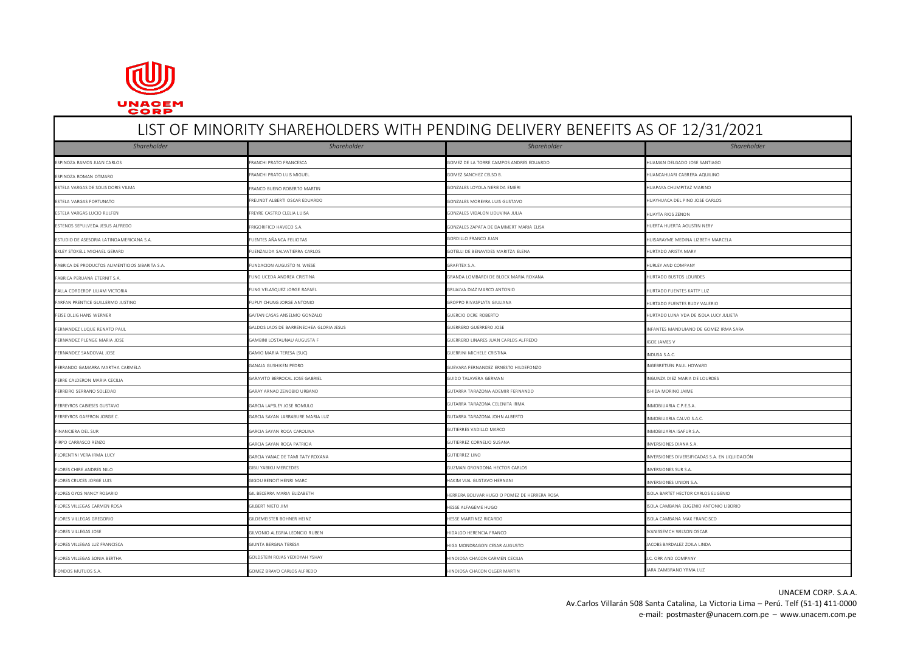# LIST OF MINORITY SHAREHOLDERS WITH PENDING DELIVERY BENEFITS AS OF 12/31/2021

| *Shareholder* | *Shareholder* | *Shareholder* | *Shareholder* |
|---|---|---|---|
| ESPINOZA RAMOS JUAN CARLOS | FRANCHI PRATO FRANCESCA | GOMEZ DE LA TORRE CAMPOS ANDRES EDUARDO | HUAMAN DELGADO JOSE SANTIAGO |
| ESPINOZA ROMAN OTMARO | FRANCHI PRATO LUIS MIGUEL | GOMEZ SANCHEZ CELSO B. | HUANCAHUARI CABRERA AQUILINO |
| ESTELA VARGAS DE SOLIS DORIS VILMA | FRANCO BUENO ROBERTO MARTIN | GONZALES LOYOLA NEREIDA EMERI | HUAPAYA CHUMPITAZ MARINO |
| ESTELA VARGAS FORTUNATO | FREUNDT ALBERTI OSCAR EDUARDO | GONZALES MOREYRA LUIS GUSTAVO | HUAYHUACA DEL PINO JOSE CARLOS |
| ESTELA VARGAS LUCIO RULFEN | FREYRE CASTRO CLELIA LUISA | GONZALES VIDALON LIDUVINA JULIA | HUAYTA RIOS ZENON |
| ESTENOS SEPULVEDA JESUS ALFREDO | FRIGORIFICO HAVECO S.A. | GONZALES ZAPATA DE DAMMERT MARIA ELISA | HUERTA HUERTA AGUSTIN NERY |
| ESTUDIO DE ASESORIA LATINOAMERICANA S.A. | FUENTES AÑANCA FELICITAS | GORDILLO FRANCO JUAN | HUISARAYME MEDINA LIZBETH MARCELA |
| EXLEY STOKELL MICHAEL GERARD | FUENZALIDA SALVATIERRA CARLOS | GOTELLI DE BENAVIDES MARITZA ELENA | HURTADO ARISTA MARY |
| FABRICA DE PRODUCTOS ALIMENTICIOS SIBARITA S.A. | FUNDACION AUGUSTO N. WIESE | GRAFITEX S.A. | HURLEY AND COMPANY |
| FABRICA PERUANA ETERNIT S.A. | FUNG UCEDA ANDREA CRISTINA | GRANDA LOMBARDI DE BLOCK MARIA ROXANA | HURTADO BUSTOS LOURDES |
| FALLA CORDERO P LILIAM VICTORIA | FUNG VELASQUEZ JORGE RAFAEL | GRIJALVA DIAZ MARCO ANTONIO | HURTADO FUENTES KATTY LUZ |
| FARFAN PRENTICE GUILLERMO JUSTINO | FUPUY CHUNG JORGE ANTONIO | GROPPO RIVASPLATA GIULIANA | HURTADO FUENTES RUDY VALERIO |
| FEISE OLLIG HANS WERNER | GAITAN CASAS ANSELMO GONZALO | GUERCIO OCRE ROBERTO | HURTADO LUNA VDA DE ISOLA LUCY JULIETA |
| FERNANDEZ LUQUE RENATO PAUL | GALDOS LAOS DE BARRENECHEA GLORIA JESUS | GUERRERO GUERRERO JOSE | INFANTES MANDUJANO DE GOMEZ IRMA SARA |
| FERNANDEZ PLENGE MARIA JOSE | GAMBINI LOSTAUNAU AUGUSTA F | GUERRERO LINARES JUAN CARLOS ALFREDO | IGOE JAMES V |
| FERNANDEZ SANDOVAL JOSE | GAMIO MARIA TERESA (SUC) | GUERRINI MICHELE CRISTINA | INDUSA S.A.C. |
| FERRANDO GAMARRA MARTHA CARMELA | GANAJA GUSHIKEN PEDRO | GUEVARA FERNANDEZ ERNESTO HILDEFONZO | INGEBRETSEN PAUL HOWARD |
| FERRE CALDERON MARIA CECILIA | GARAVITO BERROCAL JOSE GABRIEL | GUIDO TALAVERA GERMAN | INGUNZA DIEZ MARIA DE LOURDES |
| FERREIRO SERRANO SOLEDAD | GARAY ARNAO ZENOBIO URBANO | GUTARRA TARAZONA ADEMIR FERNANDO | ISHIDA MORINO JAIME |
| FERREYROS CABIESES GUSTAVO | GARCIA LAPSLEY JOSE ROMULO | GUTARRA TARAZONA CELENITA IRMA | INMOBILIARIA C.P.E.S.A. |
| FERREYROS GAFFRON JORGE C. | GARCIA SAYAN LARRABURE MARIA LUZ | GUTARRA TARAZONA JOHN ALBERTO | INMOBILIARIA CALVO S.A.C. |
| FINANCIERA DEL SUR | GARCIA SAYAN ROCA CAROLINA | GUTIERRES VADILLO MARCO | INMOBILIARIA ISAFUR S.A. |
| FIRPO CARRASCO RENZO | GARCIA SAYAN ROCA PATRICIA | GUTIERREZ CORNELIO SUSANA | INVERSIONES DIANA S.A. |
| FLORENTINI VERA IRMA LUCY | GARCIA YANAC DE TAMI TATY ROXANA | GUTIERREZ LINO | INVERSIONES DIVERSIFICADAS S.A. EN LIQUIDACIÓN |
| FLORES CHIRE ANDRES NILO | GIBU YABIKU MERCEDES | GUZMAN GRONDONA HECTOR CARLOS | INVERSIONES SUR S.A. |
| FLORES CRUCES JORGE LUIS | GIGOU BENOIT HENRI MARC | HAKIM VIAL GUSTAVO HERNANI | INVERSIONES UNION S.A. |
| FLORES OYOS NANCY ROSARIO | GIL BECERRA MARIA ELIZABETH | HERRERA BOLIVAR HUGO O POMEZ DE HERRERA ROSA | ISOLA BARTET HECTOR CARLOS EUGENIO |
| FLORES VILLEGAS CARMEN ROSA | GILBERT NIETO JIM | HESSE ALFAGEME HUGO | ISOLA CAMBANA EUGENIO ANTONIO LIBORIO |
| FLORES VILLEGAS GREGORIO | GILDEMEISTER BOHNER HEINZ | HESSE MARTINEZ RICARDO | ISOLA CAMBANA MAX FRANCISCO |
| FLORES VILLEGAS JOSE | GILVONIO ALEGRIA LEONCIO RUBEN | HIDALGO HERENCIA FRANCO | IVANISSEVICH WILSON OSCAR |
| FLORES VILLEGAS LUZ FRANCISCA | GIUNTA BERGNA TERESA | HIGA MONDRAGON CESAR AUGUSTO | JACOBS BARDALEZ ZOILA LINDA |
| FLORES VILLEGAS SONIA BERTHA | GOLDSTEIN ROJAS YEDIDYAH YSHAY | HINOJOSA CHACON CARMEN CECILIA | J.C. ORR AND COMPANY |
| FONDOS MUTUOS S.A. | GOMEZ BRAVO CARLOS ALFREDO | HINOJOSA CHACON OLGER MARTIN | JARA ZAMBRANO YRMA LUZ |

UNACEM CORP. S.A.A.
Av.Carlos Villarán 508 Santa Catalina, La Victoria Lima – Perú. Telf (51-1) 411-0000
e-mail: postmaster@unacem.com.pe – www.unacem.com.pe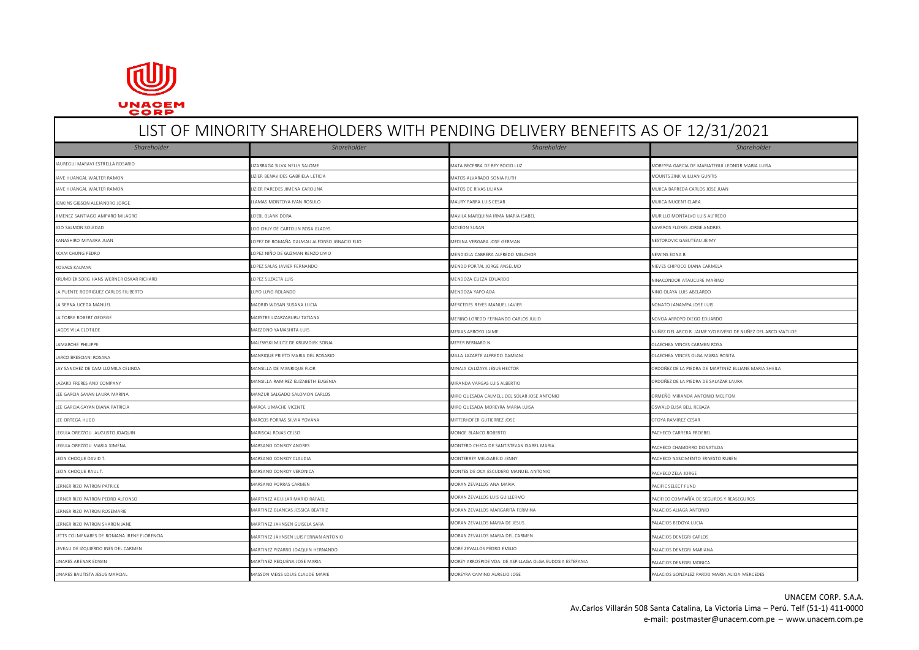# LIST OF MINORITY SHAREHOLDERS WITH PENDING DELIVERY BENEFITS AS OF 12/31/2021

| *Shareholder* | *Shareholder* | *Shareholder* | *Shareholder* |
|---|---|---|---|
| JAUREGUI MARAVI ESTRELLA ROSARIO | LIZARRAGA SILVA NELLY SALOME | MATA BECERRA DE REY ROCIO LUZ | MOREYRA GARCIA DE MARIATEGUI LEONOR MARIA LUISA |
| JAVE HUANGAL WALTER RAMON | LIZIER BENAVIDES GABRIELA LETICIA | MATOS ALVARADO SONIA RUTH | MOUNTS ZINK WILLIAN GUNTIS |
| JAVE HUANGAL WALTER RAMON | LIZIER PAREDES JIMENA CAROLINA | MATOS DE RIVAS LILIANA | MUJICA BARREDA CARLOS JOSE JUAN |
| JENKINS GIBSON ALEJANDRO JORGE | LLAMAS MONTOYA IVAN ROSULO | MAURY PARRA LUIS CESAR | MUJICA NUGENT CLARA |
| JIMENEZ SANTIAGO AMPARO MILAGRO | LOEBL BLANK DORA | MAVILA MARQUINA IRMA MARIA ISABEL | MURILLO MONTALVO LUIS ALFREDO |
| JOO SALMON SOLEDAD | LOO CHUY DE CARTOLIN ROSA GLADYS | MCKEON SUSAN | NAVEROS FLORES JORGE ANDRES |
| KANASHIRO MIYAJIRA JUAN | LOPEZ DE ROMAÑA DALMAU ALFONSO IGNACIO ELIO | MEDINA VERGARA JOSE GERMAN | NESTOROVIC GABUTEAU JEIMY |
| KCAM CHUNG PEDRO | LOPEZ NIÑO DE GUZMAN RENZO LIVIO | MENDIOLA CABRERA ALFREDO MELCHOR | NEWINS EDNA B |
| KOVACS KALMAN | LOPEZ SALAS JAVIER FERNANDO | MENDO PORTAL JORGE ANSELMO | NIEVES CHIPOCO DIANA CARMELA |
| KRUMDIEK SORG HANS WERNER OSKAR RICHARD | LOPEZ SUZAETA LUIS | MENDOZA CUEZA EDUARDO | NINACONDOR ATAUCURE MARINO |
| LA PUENTE RODRIGUEZ CARLOS FILIBERTO | LUYO LUYO ROLANDO | MENDOZA YAPO ADA | NINO OLAYA LUIS ABELARDO |
| LA SERNA UCEDA MANUEL | MADRID WOSAN SUSANA LUCIA | MERCEDES REYES MANUEL JAVIER | NONATO JANAMPA JOSE LUIS |
| LA TORRE ROBERT GEORGE | MAESTRE LIZARZABURU TATIANA | MERINO LOREDO FERNANDO CARLOS JULIO | NOVOA ARROYO DIEGO EDUARDO |
| LAGOS VILA CLOTILDE | MAEZONO YAMASHITA LUIS | MESIAS ARROYO JAIME | NUÑEZ DEL ARCO R. JAIME Y/O RIVERO DE NUÑEZ DEL ARCO MATILDE |
| LAMARCHE PHILIPPE | MAJEWSKI MILITZ DE KRUMDIEK SONJA | MEYER BERNARD N. | OLAECHEA VINCES CARMEN ROSA |
| LARCO BRESCIANI ROSANA | MANRIQUE PRIETO MARIA DEL ROSARIO | MILLA LAZARTE ALFREDO DAMIANI | OLAECHEA VINCES OLGA MARIA ROSITA |
| LAY SANCHEZ DE CAM LUZMILA CELINDA | MANSILLA DE MANRIQUE FLOR | MINAJA CALIZAYA JESUS HECTOR | ORDOÑEZ DE LA PIEDRA DE MARTINEZ ELLIANE MARIA SHEILA |
| LAZARD FRERES AND COMPANY | MANSILLA RAMIREZ ELIZABETH EUGENIA | MIRANDA VARGAS LUIS ALBERTIO | ORDOÑEZ DE LA PIEDRA DE SALAZAR LAURA |
| LEE GARCIA SAYAN LAURA MARINA | MANZUR SALGADO SALOMON CARLOS | MIRO QUESADA CALMELL DEL SOLAR JOSE ANTONIO | ORMEÑO MIRANDA ANTONIO MELITON |
| LEE GARCIA-SAYAN DIANA PATRICIA | MARCA LIMACHE VICENTE | MIRO QUESADA MOREYRA MARIA LUISA | OSWALD ELISA BELL REBAZA |
| LEE ORTEGA HUGO | MARCOS PORRAS SILVIA YOVANA | MITTERHOFER GUTIERREZ JOSE | OTOYA RAMIREZ CESAR |
| LEGUIA OREZZOLI AUGUSTO JOAQUIN | MARISCAL ROJAS CELSO | MONGE BLANCO ROBERTO | PACHECO CARRERA FROEBEL |
| LEGUIA OREZZOLI MARIA XIMENA | MARSANO CONROY ANDRES | MONTERO CHECA DE SANTISTEVAN ISABEL MARIA | PACHECO CHAMORRO DONATILDA |
| LEON CHOQUE DAVID T. | MARSANO CONROY CLAUDIA | MONTERREY MELGAREJO JENNY | PACHECO NASCIMENTO ERNESTO RUBEN |
| LEON CHOQUE RAUL T. | MARSANO CONROY VERONICA | MONTES DE OCA ESCUDERO MANUEL ANTONIO | PACHECO ZELA JORGE |
| LERNER RIZO PATRON PATRICK | MARSANO PORRAS CARMEN | MORAN ZEVALLOS ANA MARIA | PACIFIC SELECT FUND |
| LERNER RIZO PATRON PEDRO ALFONSO | MARTINEZ AGUILAR MARIO RAFAEL | MORAN ZEVALLOS LUIS GUILLERMO | PACIFICO COMPAÑÍA DE SEGUROS Y REASEGUROS |
| LERNER RIZO PATRON ROSEMARIE | MARTINEZ BLANCAS JESSICA BEATRIZ | MORAN ZEVALLOS MARGARITA FERMINA | PALACIOS ALIAGA ANTONIO |
| LERNER RIZO PATRON SHARON JANE | MARTINEZ JAHNSEN GUISELA SARA | MORAN ZEVALLOS MARIA DE JESUS | PALACIOS BEDOYA LUCIA |
| LETTS COLMENARES DE ROMANA IRENE FLORENCIA | MARTINEZ JAHNSEN LUIS FERNAN ANTONIO | MORAN ZEVALLOS MARIA DEL CARMEN | PALACIOS DENEGRI CARLOS |
| LEVEAU DE IZQUIERDO INES DEL CARMEN | MARTINEZ PIZARRO JOAQUIN HERNANDO | MORE ZEVALLOS PEDRO EMILIO | PALACIOS DENEGRI MARIANA |
| LINARES ARENAR EDWIN | MARTINEZ REQUENA JOSE MARIA | MOREY ARROSPIDE VDA. DE ASPILLAGA OLGA EUDOSIA ESTEFANIA | PALACIOS DENEGRI MONICA |
| LINARES BAUTISTA JESUS MARCIAL | MASSON MEISS LOUIS CLAUDE MARIE | MOREYRA CAMINO AURELIO JOSE | PALACIOS GONZALEZ PARDO MARIA ALICIA MERCEDES |

UNACEM CORP. S.A.A.
Av.Carlos Villarán 508 Santa Catalina, La Victoria Lima – Perú. Telf (51-1) 411-0000
e-mail: postmaster@unacem.com.pe – www.unacem.com.pe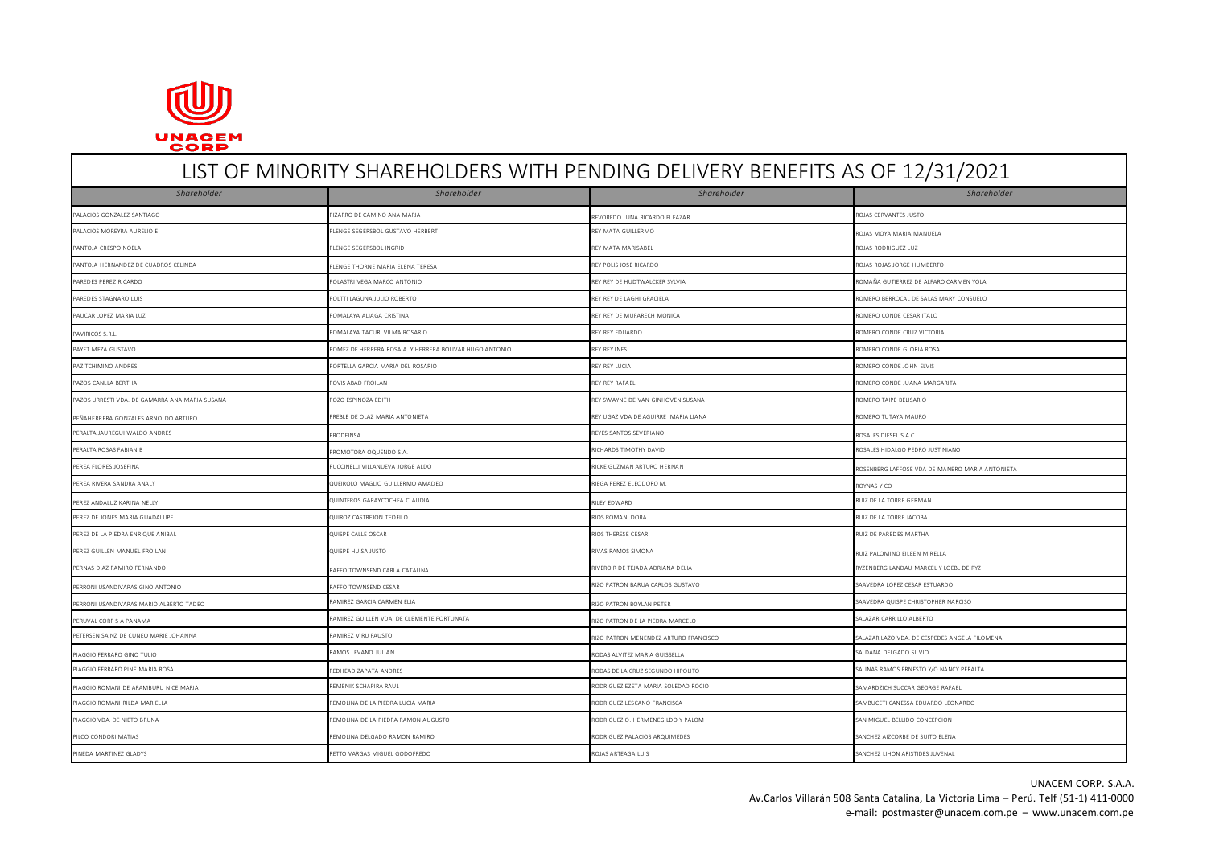UNACEM CORP

# LIST OF MINORITY SHAREHOLDERS WITH PENDING DELIVERY BENEFITS AS OF 12/31/2021

| *Shareholder* | *Shareholder* | *Shareholder* | *Shareholder* |
|---|---|---|---|
| PALACIOS GONZALEZ SANTIAGO | PIZARRO DE CAMINO ANA MARIA | REVOREDO LUNA RICARDO ELEAZAR | ROJAS CERVANTES JUSTO |
| PALACIOS MOREYRA AURELIO E | PLENGE SEGERSBOL GUSTAVO HERBERT | REY MATA GUILLERMO | ROJAS MOYA MARIA MANUELA |
| PANTOJA CRESPO NOELA | PLENGE SEGERSBOL INGRID | REY MATA MARISABEL | ROJAS RODRIGUEZ LUZ |
| PANTOJA HERNANDEZ DE CUADROS CELINDA | PLENGE THORNE MARIA ELENA TERESA | REY POLIS JOSE RICARDO | ROJAS ROJAS JORGE HUMBERTO |
| PAREDES PEREZ RICARDO | POLASTRI VEGA MARCO ANTONIO | REY REY DE HUDTWALCKER SYLVIA | ROMAÑA GUTIERREZ DE ALFARO CARMEN YOLA |
| PAREDES STAGNARO LUIS | POLTTI LAGUNA JULIO ROBERTO | REY REY DE LAGHI GRACIELA | ROMERO BERROCAL DE SALAS MARY CONSUELO |
| PAUCAR LOPEZ MARIA LUZ | POMALAYA ALIAGA CRISTINA | REY REY DE MUFARECH MONICA | ROMERO CONDE CESAR ITALO |
| PAVIRICOS S.R.L. | POMALAYA TACURI VILMA ROSARIO | REY REY EDUARDO | ROMERO CONDE CRUZ VICTORIA |
| PAYET MEZA GUSTAVO | POMEZ DE HERRERA ROSA A. Y HERRERA BOLIVAR HUGO ANTONIO | REY REY INES | ROMERO CONDE GLORIA ROSA |
| PAZ TCHIMINO ANDRES | PORTELLA GARCIA MARIA DEL ROSARIO | REY REY LUCIA | ROMERO CONDE JOHN ELVIS |
| PAZOS CANLLA BERTHA | POVIS ABAD FROILAN | REY REY RAFAEL | ROMERO CONDE JUANA MARGARITA |
| PAZOS URRESTI VDA. DE GAMARRA ANA MARIA SUSANA | POZO ESPINOZA EDITH | REY SWAYNE DE VAN GINHOVEN SUSANA | ROMERO TAIPE BELISARIO |
| PEÑAHERRERA GONZALES ARNOLDO ARTURO | PREBLE DE OLAZ MARIA ANTONIETA | REY UGAZ VDA DE AGUIRRE MARIA LIANA | ROMERO TUTAYA MAURO |
| PERALTA JAUREGUI WALDO ANDRES | PRODEINSA | REYES SANTOS SEVERIANO | ROSALES DIESEL S.A.C. |
| PERALTA ROSAS FABIAN B | PROMOTORA OQUENDO S.A. | RICHARDS TIMOTHY DAVID | ROSALES HIDALGO PEDRO JUSTINIANO |
| PEREA FLORES JOSEFINA | PUCCINELLI VILLANUEVA JORGE ALDO | RICKE GUZMAN ARTURO HERNAN | ROSENBERG LAFFOSE VDA DE MANERO MARIA ANTONIETA |
| PEREA RIVERA SANDRA ANALY | QUEIROLO MAGLIO GUILLERMO AMADEO | RIEGA PEREZ ELEODORO M. | ROYNAS Y CO |
| PEREZ ANDALUZ KARINA NELLY | QUINTEROS GARAYCOCHEA CLAUDIA | RILEY EDWARD | RUIZ DE LA TORRE GERMAN |
| PEREZ DE JONES MARIA GUADALUPE | QUIROZ CASTREJON TEOFILO | RIOS ROMANI DORA | RUIZ DE LA TORRE JACOBA |
| PEREZ DE LA PIEDRA ENRIQUE ANIBAL | QUISPE CALLE OSCAR | RIOS THERESE CESAR | RUIZ DE PAREDES MARTHA |
| PEREZ GUILLEN MANUEL FROILAN | QUISPE HUISA JUSTO | RIVAS RAMOS SIMONA | RUIZ PALOMINO EILEEN MIRELLA |
| PERNAS DIAZ RAMIRO FERNANDO | RAFFO TOWNSEND CARLA CATALINA | RIVERO R DE TEJADA ADRIANA DELIA | RYZENBERG LANDAU MARCEL Y LOEBL DE RYZ |
| PERRONI USANDIVARAS GINO ANTONIO | RAFFO TOWNSEND CESAR | RIZO PATRON BARUA CARLOS GUSTAVO | SAAVEDRA LOPEZ CESAR ESTUARDO |
| PERRONI USANDIVARAS MARIO ALBERTO TADEO | RAMIREZ GARCIA CARMEN ELIA | RIZO PATRON BOYLAN PETER | SAAVEDRA QUISPE CHRISTOPHER NARCISO |
| PERUVAL CORP S A PANAMA | RAMIREZ GUILLEN VDA. DE CLEMENTE FORTUNATA | RIZO PATRON DE LA PIEDRA MARCELO | SALAZAR CARRILLO ALBERTO |
| PETERSEN SAINZ DE CUNEO MARIE JOHANNA | RAMIREZ VIRU FAUSTO | RIZO PATRON MENENDEZ ARTURO FRANCISCO | SALAZAR LAZO VDA. DE CESPEDES ANGELA FILOMENA |
| PIAGGIO FERRARO GINO TULIO | RAMOS LEVANO JULIAN | RODAS ALVITEZ MARIA GUISSELLA | SALDANA DELGADO SILVIO |
| PIAGGIO FERRARO PINE MARIA ROSA | REDHEAD ZAPATA ANDRES | RODAS DE LA CRUZ SEGUNDO HIPOLITO | SALINAS RAMOS ERNESTO Y/O NANCY PERALTA |
| PIAGGIO ROMANI DE ARAMBURU NICE MARIA | REMENIK SCHAPIRA RAUL | RODRIGUEZ EZETA MARIA SOLEDAD ROCIO | SAMARDZICH SUCCAR GEORGE RAFAEL |
| PIAGGIO ROMANI RILDA MARIELLA | REMOLINA DE LA PIEDRA LUCIA MARIA | RODRIGUEZ LESCANO FRANCISCA | SAMBUCETI CANESSA EDUARDO LEONARDO |
| PIAGGIO VDA. DE NIETO BRUNA | REMOLINA DE LA PIEDRA RAMON AUGUSTO | RODRIGUEZ O. HERMENEGILDO Y PALOM | SAN MIGUEL BELLIDO CONCEPCION |
| PILCO CONDORI MATIAS | REMOLINA DELGADO RAMON RAMIRO | RODRIGUEZ PALACIOS ARQUIMEDES | SANCHEZ AIZCORBE DE SUITO ELENA |
| PINEDA MARTINEZ GLADYS | RETTO VARGAS MIGUEL GODOFREDO | ROJAS ARTEAGA LUIS | SANCHEZ LIHON ARISTIDES JUVENAL |

UNACEM CORP. S.A.A.
Av.Carlos Villarán 508 Santa Catalina, La Victoria Lima – Perú. Telf (51-1) 411-0000
e-mail: postmaster@unacem.com.pe – www.unacem.com.pe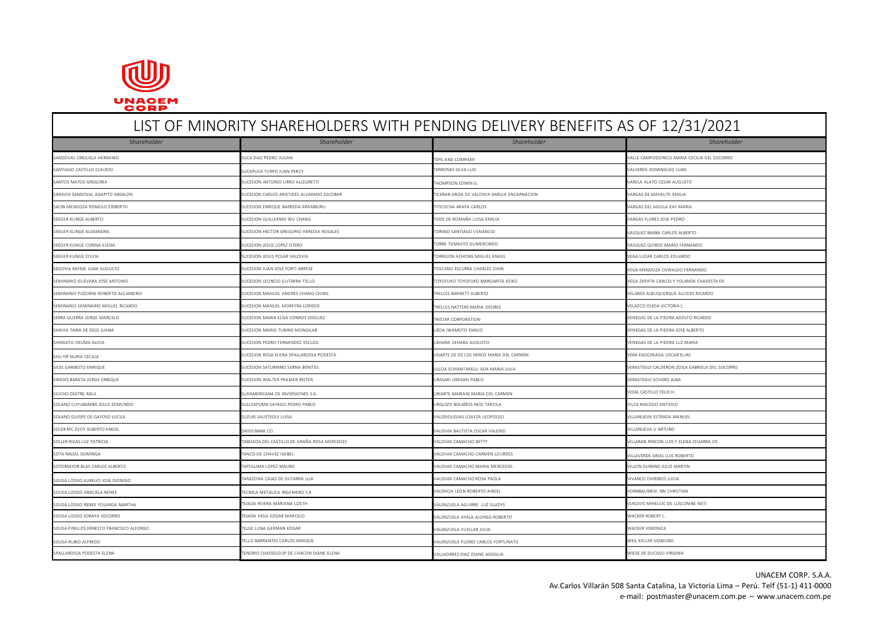# LIST OF MINORITY SHAREHOLDERS WITH PENDING DELIVERY BENEFITS AS OF 12/31/2021

| Shareholder | Shareholder | Shareholder | Shareholder |
| --- | --- | --- | --- |
| SANDOVAL OREJUELA HERMINIO | SUCA DIAZ PEDRO JULIAN | TEPE AND COMPANY | VALLE CAMPODONICO MARIA CECILIA DEL SOCORRO |
| SANTIAGO CASTILLO CLAUDIO | SUCAPUCA TURPO JUAN PERCY | TERRONES SILVA LUIS | VALVERDE DOMINGUEZ JUAN |
| SANTOS MATOS GREGORIA | SUCESION ANTONIO URRO ALLEGRETTI | THOMPSON EDWIN G. | VARELA ALAYO CESAR AUGUSTO |
| SARAVIA SANDOVAL AGAPITO ABSALON | SUCESION CARLOS ARISTIDES ALVARADO ESCOBAR | TICERAN ARIZA DE VALDIVIA AMELIA ENCARNACION | VARGAS DE MAYAUTE EMILIA |
| SAURI MENDOZA ROMULO ERIBERTO | SUCESION ENRIQUE BARREDA ARAMBURU | TITICOCHA ARAYA CARLOS | VARGAS DEL AGUILA KAY MARIA |
| SEEGER KLINGE ALBERTO | SUCESION GUILLERMO WU CHANG | TODE DE ROMAÑA LUISA EMILIA | VARGAS FLORES JOSE PEDRO |
| SEEGER KLINGE ALEXANDRA | SUCESION HECTOR GREGORIO HEREDIA ROSALES | TORIBIO SANTIAGO VENANCIO | VASQUEZ BARBA CARLOS ALBERTO |
| SEEGER KLINGE CORINA ELENA | SUCESION JESUS LOPEZ D'TERO | TORRE TOMASTO GUMERCINDO | VASQUEZ QUIROZ MARIO FERNANDO |
| SEEGER KLINGE SYLVIA | SUCESION JESUS POLAR VALDIVIA | TORREJON ACHONG MIGUEL ANGEL | VEGA LUCAR CARLOS EDUARDO |
| SEGOVIA RAYME JUAN AUGUSTO | SUCESION JUAN JOSE FORTI ARRESE | TOSCANO ESCURRA CHARLES JOHN | VEGA MENDOZA OSWALDO FERNANDO |
| SEMINARIO GUEVARA JOSE ANTONIO | SUCESION LEONCIO GUTARRA TELLO | TOYOFUKO TOYOFUKO MARGARITA KEIKO | VEGA ZAPATA CARLOS Y YOLANDA CHAVESTA DE |
| SEMINARIO PIZZORNI ROBERTO ALEJANDRO | SUCESION MANUEL ANDRES CHANG CHING | TRELLES BARNETT ALBERTO | VELARDE ALBUQUERQUE ALCIDES RICARDO |
| SEMINARIO SEMINARIO MIGUEL RICARDO | SUCESION MANUEL MOREYRA LOREDO | TRELLES NATTERS MARIA DESIREE | VELAZCO OJEDA VICTORIA L. |
| SERRA GUERRA JORGE MARCELO | SUCESION MARIA ELISA CONROY DIEGUEZ | TRISTAR CORPORATION | VENEGAS DE LA PIEDRA ADOLFO RICARDO |
| SHIKIYA TAIRA DE DEJO JUANA | SUCESION MARIO TUBINO MONGILAR | UEDA IWAMOTO EMILIO | VENEGAS DE LA PIEDRA JOSE ALBERTO |
| SHINSATO OKUMA ALICIA | SUCESION PEDRO FERNANDEZ ESCUZA | UEHARA UEHARA AUGUSTO | VENEGAS DE LA PIEDRA LUZ MARIA |
| SHU YIP NURIA CECILIA | SUCESION ROSA ELENA SPALLAROSSA PODESTA | UGARTE DE DE LOS HEROS MARIA DEL CARMEN | VERA EGOCHEAGA OSCAR ELIAS |
| SILES GARIBOTO ENRIQUE | SUCESION SATURNINO SERNA BENITES | ULLOA SCHIANTARELLI ADA MARIA JULIA | VERASTEGUI CALDERON ZOILA GABRIELA DEL SOCORRO |
| SIMOES BARATA JORGE ENRIQUE | SUCESION WALTER PRAMER REITER | URASAKI URASAKI PABLO | VERASTEGUI SOVERO ALBA |
| SIUCHO DEXTRE RAUL | SUDAMERICANA DE INVERSIONES S.A. | URIARTE MARIANI MARIA DEL CARMEN | VIDAL CASTILLO FELIX H. |
| SOLANO CUYUBAMBA JESUS EDMUNDO | SULLCAPUMA SAYAGO PEDRO PABLO | URQUIZO BOLAÑOS NEDI TARCILA | VILCA MACEDO ANTIOCO |
| SOLANO QUISPE DE GAYOSO LUCILA | SUZUKI SAUSTEGUI LUISA | VALDEIGLESIAS LOAYZA LEOPOLDO | VILLANUEVA ESTRADA MANUEL |
| SOLER MC EVOY ALBERTO ANGEL | SWISS BANK CO. | VALDIVIA BAUTISTA OSCAR VALERIO | VILLANUEVA LI ARTURO |
| SOLLER RIVAS LUZ PATRICIA | TABOADA DEL CASTILLO DE GRAÑA ROSA MERCEDES | VALDIVIA CAMACHO BETTY | VILLARAN RINCON LUIS Y ELENA ZEGARRA DE |
| SOTA NADAL DOMINGA | TANCO DE CHAVEZ ISABEL | VALDIVIA CAMACHO CARMEN LOURDES | VILLAVERDE ARIAS LUIS ROBERTO |
| SOTOMAYOR BLAS CARLOS ALBERTO | TAPULLIMA LOPEZ MAURO | VALDIVIA CAMACHO MARIA MERCEDES | VILLON DURAND JULIO MARTIN |
| SOUSA LOSSIO AURELIO JOSE DIONISIO | TARAZONA CAJAS DE GUTARRA LILA | VALDIVIA CAMACHO ROSA PAOLA | VIVANCO CHIRINOS LUCIA |
| SOUSA LOSSIO GRACIELA RENEE | TECNICA METALICA INGENIERO S.R. | VALENCIA LEON ROBERTO ANGEL | VORNBAUMEN NN CHRISTIAN |
| SOUSA LOSSIO RENEE YOLANDA MARTHA | TEJADA RIVERA MARIANA LIZETH | VALENZUELA AGUIRRE LUZ GLADYS | VUKOVIC MIHELCIC DE LUSCOMBE NETI |
| SOUSA LOSSIO SORAYA SOCORRO | TEJADA VEGA EDGAR MARCELO | VALENZUELA AYALA ALONSO ROBERTO | WACKER ROBERT L. |
| SOUSA PINILLOS ERNESTO FRANCISCO ALFONSO | TELGE LUNA GERMAN EDGAR | VALENZUELA CUELLAR JULIA | WACKER VERONICA |
| SOUSA RUBIO ALFREDO | TELLO BARRANTES CARLOS ENRIQUE | VALENZUELA FLORES CARLOS FORTUNATO | WEIL KELLER SIGMUND |
| SPALLAROSSA PODESTA ELENA | TENORIO CHASSELOUP DE CHACON DIANE ELENA | VALLADARES DIAZ DIANE AGOGLIA | WIESE DE DUCASSI VIRGINIA |

UNACEM CORP. S.A.A.
Av.Carlos Villarán 508 Santa Catalina, La Victoria Lima – Perú. Telf (51-1) 411-0000
e-mail: postmaster@unacem.com.pe – www.unacem.com.pe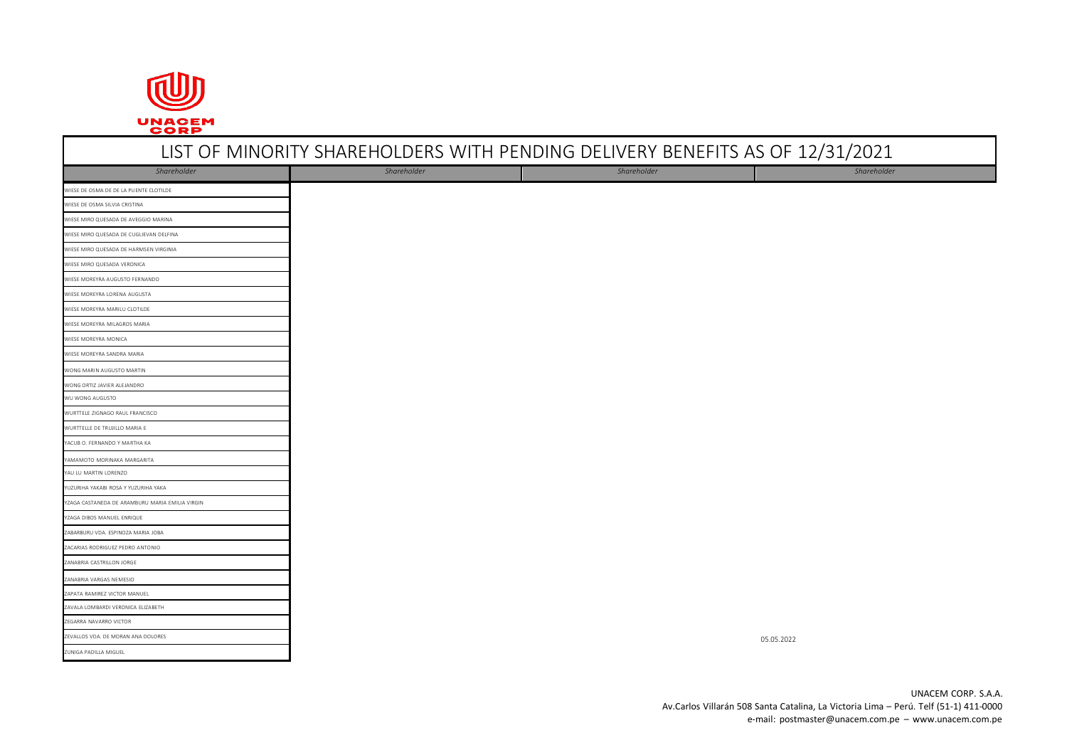# LIST OF MINORITY SHAREHOLDERS WITH PENDING DELIVERY BENEFITS AS OF 12/31/2021

| *Shareholder* | *Shareholder* | *Shareholder* | *Shareholder* |
|---|---|---|---|
| WIESE DE OSMA DE DE LA PUENTE CLOTILDE | | | |
| WIESE DE OSMA SILVIA CRISTINA | | | |
| WIESE MIRO QUESADA DE AVEGGIO MARINA | | | |
| WIESE MIRO QUESADA DE CUGLIEVAN DELFINA | | | |
| WIESE MIRO QUESADA DE HARMSEN VIRGINIA | | | |
| WIESE MIRO QUESADA VERONICA | | | |
| WIESE MOREYRA AUGUSTO FERNANDO | | | |
| WIESE MOREYRA LORENA AUGUSTA | | | |
| WIESE MOREYRA MARILU CLOTILDE | | | |
| WIESE MOREYRA MILAGROS MARIA | | | |
| WIESE MOREYRA MONICA | | | |
| WIESE MOREYRA SANDRA MARIA | | | |
| WONG MARIN AUGUSTO MARTIN | | | |
| WONG ORTIZ JAVIER ALEJANDRO | | | |
| WU WONG AUGUSTO | | | |
| WURTTELE ZIGNAGO RAUL FRANCISCO | | | |
| WURTTELLE DE TRUJILLO MARIA E | | | |
| YACUB O. FERNANDO Y MARTHA KA | | | |
| YAMAMOTO MORINAKA MARGARITA | | | |
| YAU LU MARTIN LORENZO | | | |
| YUZURIHA YAKABI ROSA Y YUZURIHA YAKA | | | |
| YZAGA CASTANEDA DE ARAMBURU MARIA EMILIA VIRGIN | | | |
| YZAGA DIBOS MANUEL ENRIQUE | | | |
| ZABARBURU VDA. ESPINOZA MARIA JOBA | | | |
| ZACARIAS RODRIGUEZ PEDRO ANTONIO | | | |
| ZANABRIA CASTRILLON JORGE | | | |
| ZANABRIA VARGAS NEMESIO | | | |
| ZAPATA RAMIREZ VICTOR MANUEL | | | |
| ZAVALA LOMBARDI VERONICA ELIZABETH | | | |
| ZEGARRA NAVARRO VICTOR | | | |
| ZEVALLOS VDA. DE MORAN ANA DOLORES | | | |
| ZUNIGA PADILLA MIGUEL | | | |

05.05.2022

UNACEM CORP. S.A.A.
Av.Carlos Villarán 508 Santa Catalina, La Victoria Lima – Perú. Telf (51-1) 411-0000
e-mail: postmaster@unacem.com.pe – www.unacem.com.pe